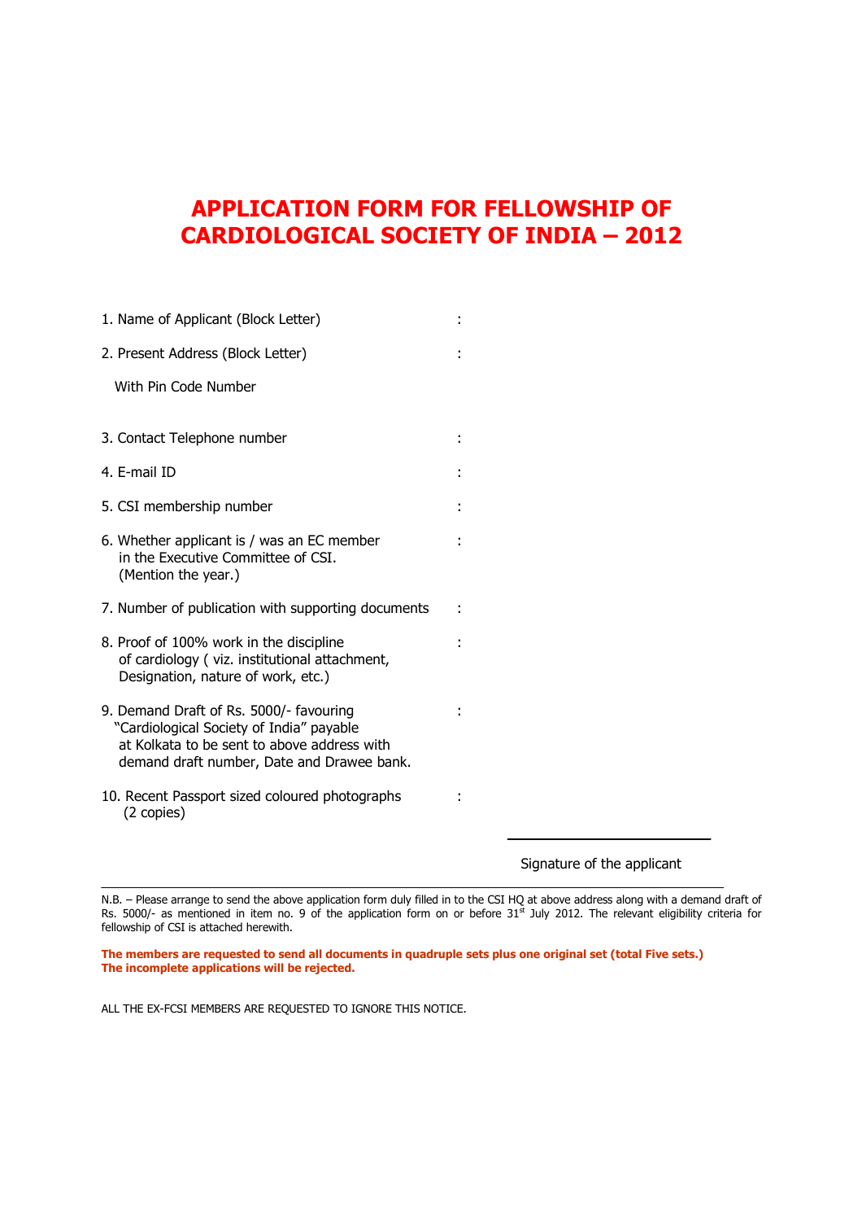# APPLICATION FORM FOR FELLOWSHIP OF CARDIOLOGICAL SOCIETY OF INDIA – 2012

1. Name of Applicant (Block Letter) :

2. Present Address (Block Letter) :

   With Pin Code Number

3. Contact Telephone number :

4. E-mail ID :

5. CSI membership number :

6. Whether applicant is / was an EC member in the Executive Committee of CSI. (Mention the year.) :

7. Number of publication with supporting documents :

8. Proof of 100% work in the discipline of cardiology ( viz. institutional attachment, Designation, nature of work, etc.) :

9. Demand Draft of Rs. 5000/- favouring "Cardiological Society of India" payable at Kolkata to be sent to above address with demand draft number, Date and Drawee bank. :

10. Recent Passport sized coloured photographs (2 copies) :

Signature of the applicant

---

N.B. – Please arrange to send the above application form duly filled in to the CSI HQ at above address along with a demand draft of Rs. 5000/- as mentioned in item no. 9 of the application form on or before 31st July 2012. The relevant eligibility criteria for fellowship of CSI is attached herewith.

**The members are requested to send all documents in quadruple sets plus one original set (total Five sets.)**
**The incomplete applications will be rejected.**

ALL THE EX-FCSI MEMBERS ARE REQUESTED TO IGNORE THIS NOTICE.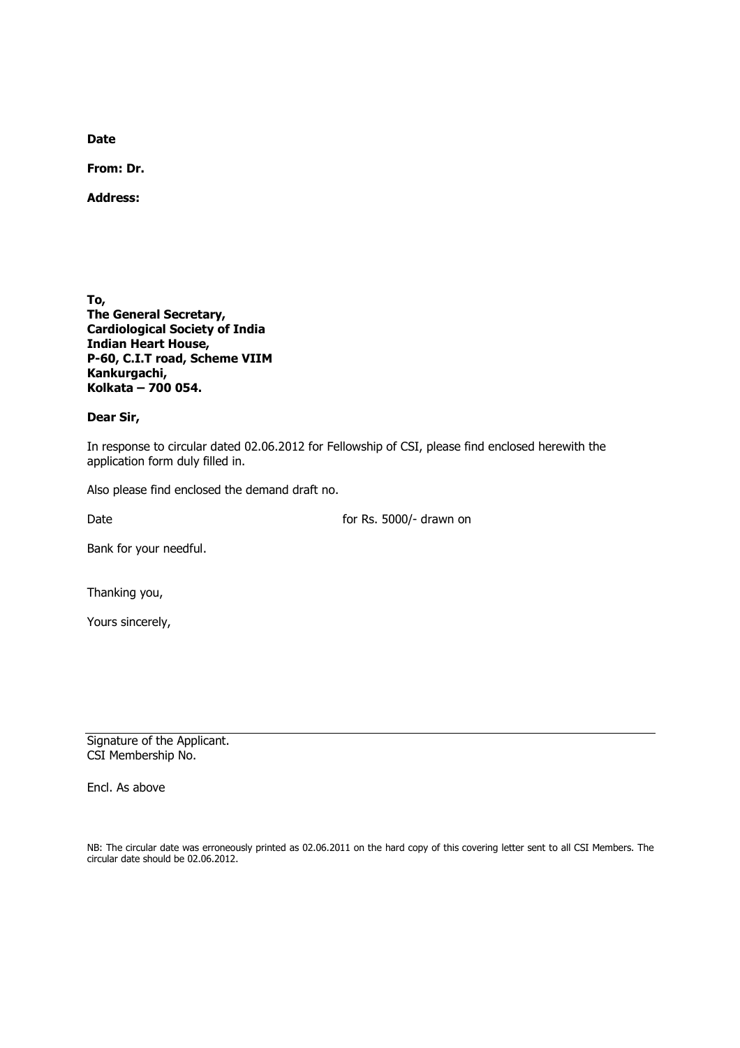**Date**

**From: Dr.**

**Address:**

**To,**
**The General Secretary,**
**Cardiological Society of India**
**Indian Heart House,**
**P-60, C.I.T road, Scheme VIIM**
**Kankurgachi,**
**Kolkata – 700 054.**

**Dear Sir,**

In response to circular dated 02.06.2012 for Fellowship of CSI, please find enclosed herewith the application form duly filled in.

Also please find enclosed the demand draft no.

Date for Rs. 5000/- drawn on

Bank for your needful.

Thanking you,

Yours sincerely,

---

Signature of the Applicant.
CSI Membership No.

Encl. As above

NB: The circular date was erroneously printed as 02.06.2011 on the hard copy of this covering letter sent to all CSI Members. The circular date should be 02.06.2012.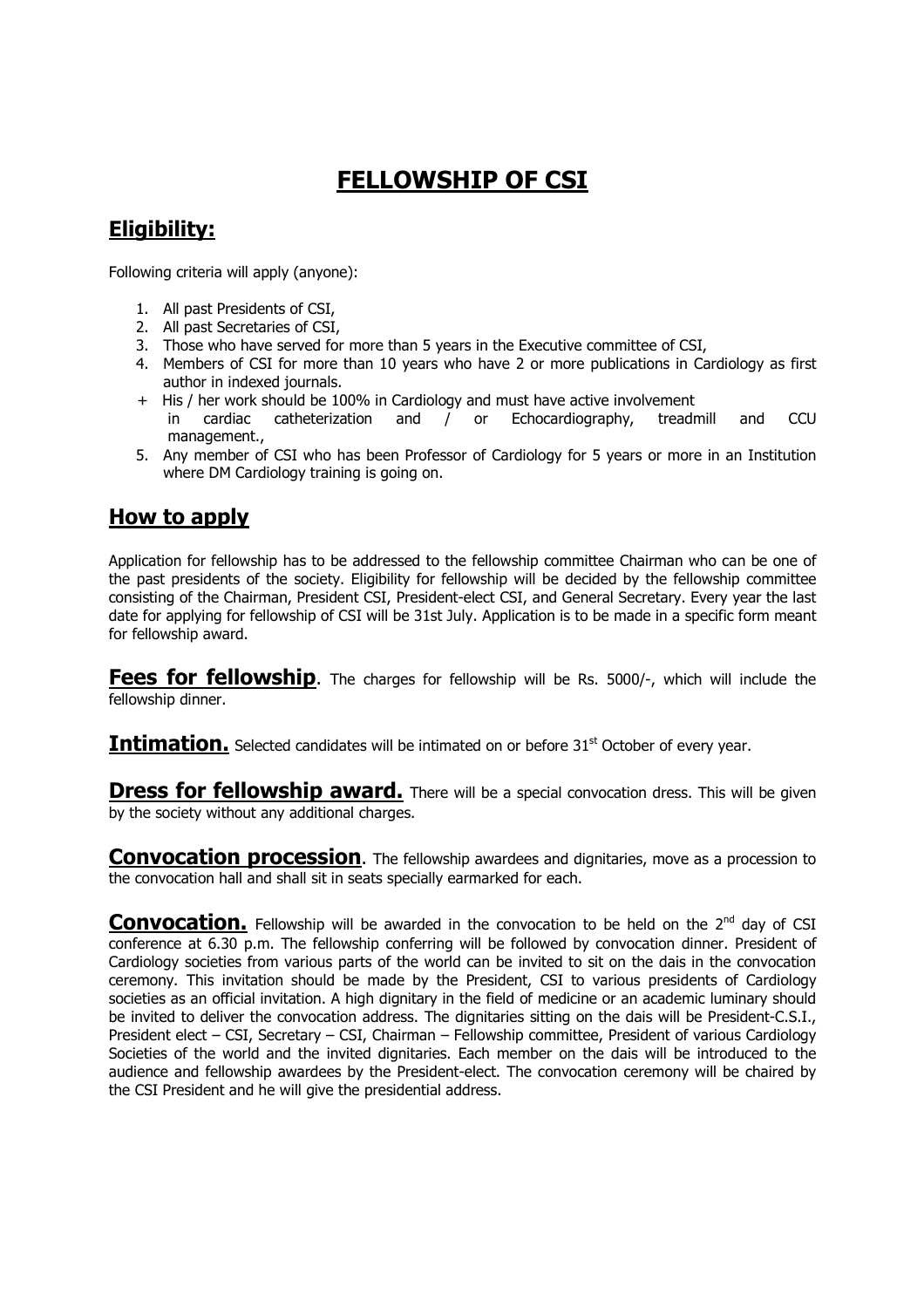# FELLOWSHIP OF CSI

## Eligibility:

Following criteria will apply (anyone):

1. All past Presidents of CSI,
2. All past Secretaries of CSI,
3. Those who have served for more than 5 years in the Executive committee of CSI,
4. Members of CSI for more than 10 years who have 2 or more publications in Cardiology as first author in indexed journals.
   + His / her work should be 100% in Cardiology and must have active involvement in cardiac catheterization and / or Echocardiography, treadmill and CCU management.,
5. Any member of CSI who has been Professor of Cardiology for 5 years or more in an Institution where DM Cardiology training is going on.

## How to apply

Application for fellowship has to be addressed to the fellowship committee Chairman who can be one of the past presidents of the society. Eligibility for fellowship will be decided by the fellowship committee consisting of the Chairman, President CSI, President-elect CSI, and General Secretary. Every year the last date for applying for fellowship of CSI will be 31st July. Application is to be made in a specific form meant for fellowship award.

**Fees for fellowship**. The charges for fellowship will be Rs. 5000/-, which will include the fellowship dinner.

**Intimation.** Selected candidates will be intimated on or before 31st October of every year.

**Dress for fellowship award.** There will be a special convocation dress. This will be given by the society without any additional charges.

**Convocation procession**. The fellowship awardees and dignitaries, move as a procession to the convocation hall and shall sit in seats specially earmarked for each.

**Convocation.** Fellowship will be awarded in the convocation to be held on the 2nd day of CSI conference at 6.30 p.m. The fellowship conferring will be followed by convocation dinner. President of Cardiology societies from various parts of the world can be invited to sit on the dais in the convocation ceremony. This invitation should be made by the President, CSI to various presidents of Cardiology societies as an official invitation. A high dignitary in the field of medicine or an academic luminary should be invited to deliver the convocation address. The dignitaries sitting on the dais will be President-C.S.I., President elect – CSI, Secretary – CSI, Chairman – Fellowship committee, President of various Cardiology Societies of the world and the invited dignitaries. Each member on the dais will be introduced to the audience and fellowship awardees by the President-elect. The convocation ceremony will be chaired by the CSI President and he will give the presidential address.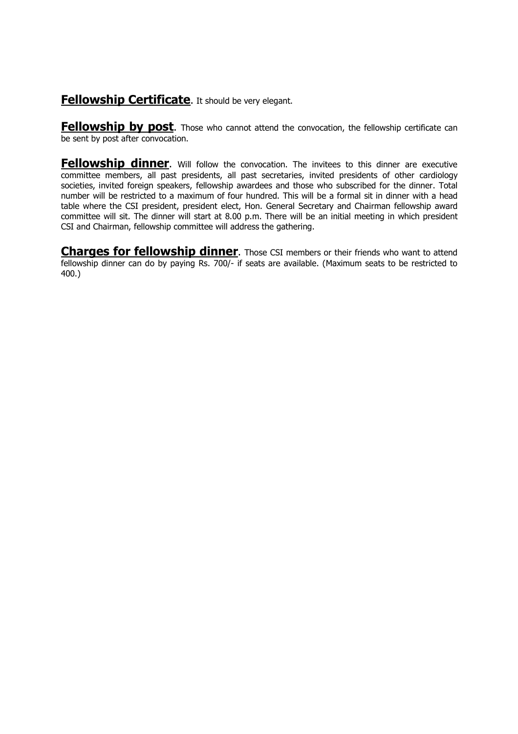**Fellowship Certificate**. It should be very elegant.

**Fellowship by post**. Those who cannot attend the convocation, the fellowship certificate can be sent by post after convocation.

**Fellowship dinner**. Will follow the convocation. The invitees to this dinner are executive committee members, all past presidents, all past secretaries, invited presidents of other cardiology societies, invited foreign speakers, fellowship awardees and those who subscribed for the dinner. Total number will be restricted to a maximum of four hundred. This will be a formal sit in dinner with a head table where the CSI president, president elect, Hon. General Secretary and Chairman fellowship award committee will sit. The dinner will start at 8.00 p.m. There will be an initial meeting in which president CSI and Chairman, fellowship committee will address the gathering.

**Charges for fellowship dinner**. Those CSI members or their friends who want to attend fellowship dinner can do by paying Rs. 700/- if seats are available. (Maximum seats to be restricted to 400.)